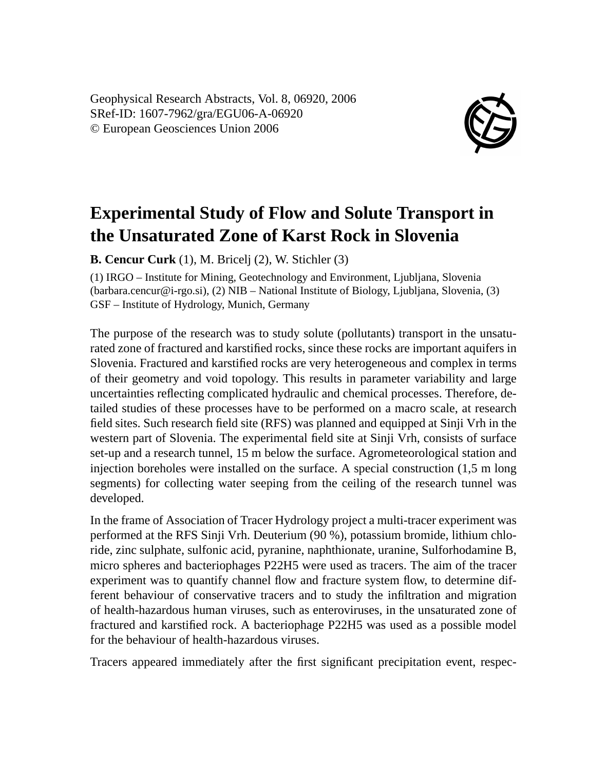Geophysical Research Abstracts, Vol. 8, 06920, 2006
SRef-ID: 1607-7962/gra/EGU06-A-06920
© European Geosciences Union 2006

# Experimental Study of Flow and Solute Transport in the Unsaturated Zone of Karst Rock in Slovenia

**B. Cencur Curk** (1), M. Bricelj (2), W. Stichler (3)

(1) IRGO – Institute for Mining, Geotechnology and Environment, Ljubljana, Slovenia (barbara.cencur@i-rgo.si), (2) NIB – National Institute of Biology, Ljubljana, Slovenia, (3) GSF – Institute of Hydrology, Munich, Germany

The purpose of the research was to study solute (pollutants) transport in the unsaturated zone of fractured and karstified rocks, since these rocks are important aquifers in Slovenia. Fractured and karstified rocks are very heterogeneous and complex in terms of their geometry and void topology. This results in parameter variability and large uncertainties reflecting complicated hydraulic and chemical processes. Therefore, detailed studies of these processes have to be performed on a macro scale, at research field sites. Such research field site (RFS) was planned and equipped at Sinji Vrh in the western part of Slovenia. The experimental field site at Sinji Vrh, consists of surface set-up and a research tunnel, 15 m below the surface. Agrometeorological station and injection boreholes were installed on the surface. A special construction (1,5 m long segments) for collecting water seeping from the ceiling of the research tunnel was developed.

In the frame of Association of Tracer Hydrology project a multi-tracer experiment was performed at the RFS Sinji Vrh. Deuterium (90 %), potassium bromide, lithium chloride, zinc sulphate, sulfonic acid, pyranine, naphthionate, uranine, Sulforhodamine B, micro spheres and bacteriophages P22H5 were used as tracers. The aim of the tracer experiment was to quantify channel flow and fracture system flow, to determine different behaviour of conservative tracers and to study the infiltration and migration of health-hazardous human viruses, such as enteroviruses, in the unsaturated zone of fractured and karstified rock. A bacteriophage P22H5 was used as a possible model for the behaviour of health-hazardous viruses.

Tracers appeared immediately after the first significant precipitation event, respec-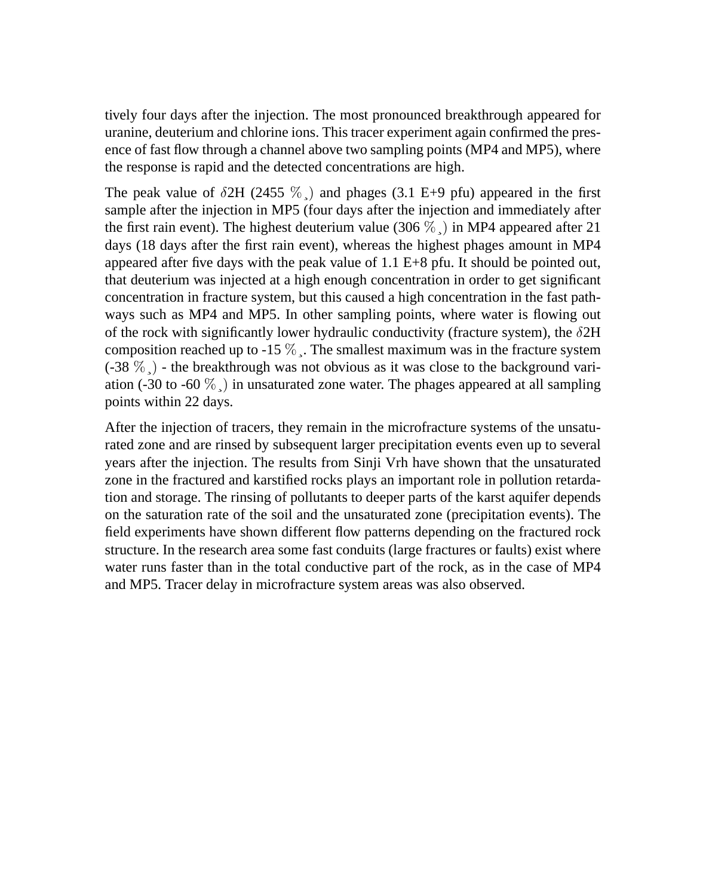tively four days after the injection. The most pronounced breakthrough appeared for uranine, deuterium and chlorine ions. This tracer experiment again confirmed the presence of fast flow through a channel above two sampling points (MP4 and MP5), where the response is rapid and the detected concentrations are high.

The peak value of $\delta$2H (2455 ‰) and phages (3.1 E+9 pfu) appeared in the first sample after the injection in MP5 (four days after the injection and immediately after the first rain event). The highest deuterium value (306 ‰) in MP4 appeared after 21 days (18 days after the first rain event), whereas the highest phages amount in MP4 appeared after five days with the peak value of 1.1 E+8 pfu. It should be pointed out, that deuterium was injected at a high enough concentration in order to get significant concentration in fracture system, but this caused a high concentration in the fast pathways such as MP4 and MP5. In other sampling points, where water is flowing out of the rock with significantly lower hydraulic conductivity (fracture system), the $\delta$2H composition reached up to -15 ‰. The smallest maximum was in the fracture system (-38 ‰) - the breakthrough was not obvious as it was close to the background variation (-30 to -60 ‰) in unsaturated zone water. The phages appeared at all sampling points within 22 days.

After the injection of tracers, they remain in the microfracture systems of the unsaturated zone and are rinsed by subsequent larger precipitation events even up to several years after the injection. The results from Sinji Vrh have shown that the unsaturated zone in the fractured and karstified rocks plays an important role in pollution retardation and storage. The rinsing of pollutants to deeper parts of the karst aquifer depends on the saturation rate of the soil and the unsaturated zone (precipitation events). The field experiments have shown different flow patterns depending on the fractured rock structure. In the research area some fast conduits (large fractures or faults) exist where water runs faster than in the total conductive part of the rock, as in the case of MP4 and MP5. Tracer delay in microfracture system areas was also observed.